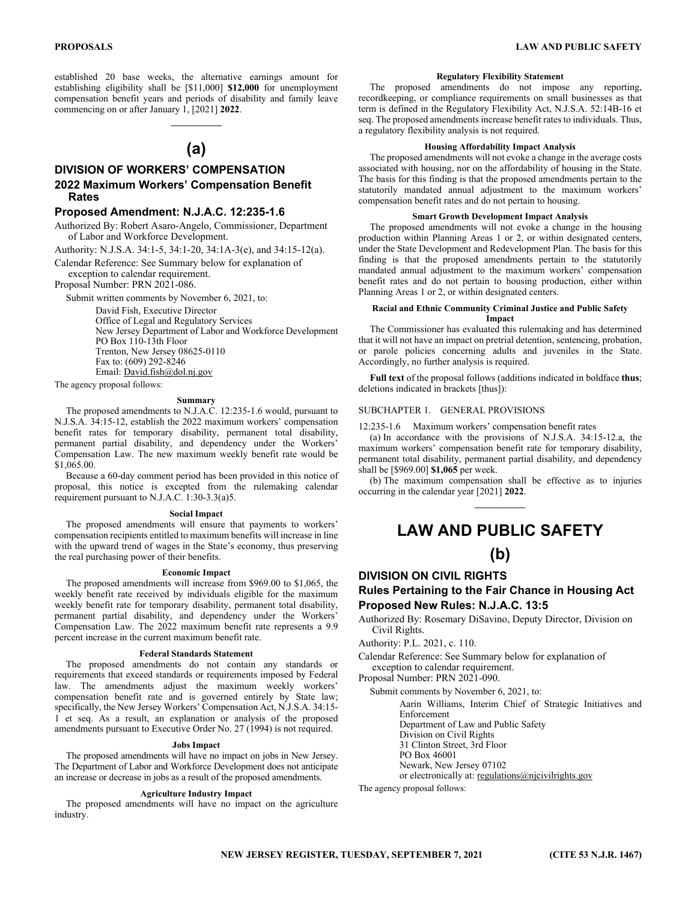established 20 base weeks, the alternative earnings amount for establishing eligibility shall be [$11,000] **$12,000** for unemployment compensation benefit years and periods of disability and family leave commencing on or after January 1, [2021] **2022**.

---

## (a)

## DIVISION OF WORKERS' COMPENSATION

### 2022 Maximum Workers' Compensation Benefit Rates

### Proposed Amendment: N.J.A.C. 12:235-1.6

Authorized By: Robert Asaro-Angelo, Commissioner, Department of Labor and Workforce Development.

Authority: N.J.S.A. 34:1-5, 34:1-20, 34:1A-3(e), and 34:15-12(a).

Calendar Reference: See Summary below for explanation of exception to calendar requirement.

Proposal Number: PRN 2021-086.

Submit written comments by November 6, 2021, to:

David Fish, Executive Director
Office of Legal and Regulatory Services
New Jersey Department of Labor and Workforce Development
PO Box 110-13th Floor
Trenton, New Jersey 08625-0110
Fax to: (609) 292-8246
Email: David.fish@dol.nj.gov

The agency proposal follows:

**Summary**

The proposed amendments to N.J.A.C. 12:235-1.6 would, pursuant to N.J.S.A. 34:15-12, establish the 2022 maximum workers' compensation benefit rates for temporary disability, permanent total disability, permanent partial disability, and dependency under the Workers' Compensation Law. The new maximum weekly benefit rate would be $1,065.00.

Because a 60-day comment period has been provided in this notice of proposal, this notice is excepted from the rulemaking calendar requirement pursuant to N.J.A.C. 1:30-3.3(a)5.

**Social Impact**

The proposed amendments will ensure that payments to workers' compensation recipients entitled to maximum benefits will increase in line with the upward trend of wages in the State's economy, thus preserving the real purchasing power of their benefits.

**Economic Impact**

The proposed amendments will increase from $969.00 to $1,065, the weekly benefit rate received by individuals eligible for the maximum weekly benefit rate for temporary disability, permanent total disability, permanent partial disability, and dependency under the Workers' Compensation Law. The 2022 maximum benefit rate represents a 9.9 percent increase in the current maximum benefit rate.

**Federal Standards Statement**

The proposed amendments do not contain any standards or requirements that exceed standards or requirements imposed by Federal law. The amendments adjust the maximum weekly workers' compensation benefit rate and is governed entirely by State law; specifically, the New Jersey Workers' Compensation Act, N.J.S.A. 34:15-1 et seq. As a result, an explanation or analysis of the proposed amendments pursuant to Executive Order No. 27 (1994) is not required.

**Jobs Impact**

The proposed amendments will have no impact on jobs in New Jersey. The Department of Labor and Workforce Development does not anticipate an increase or decrease in jobs as a result of the proposed amendments.

**Agriculture Industry Impact**

The proposed amendments will have no impact on the agriculture industry.

**Regulatory Flexibility Statement**

The proposed amendments do not impose any reporting, recordkeeping, or compliance requirements on small businesses as that term is defined in the Regulatory Flexibility Act, N.J.S.A. 52:14B-16 et seq. The proposed amendments increase benefit rates to individuals. Thus, a regulatory flexibility analysis is not required.

**Housing Affordability Impact Analysis**

The proposed amendments will not evoke a change in the average costs associated with housing, nor on the affordability of housing in the State. The basis for this finding is that the proposed amendments pertain to the statutorily mandated annual adjustment to the maximum workers' compensation benefit rates and do not pertain to housing.

**Smart Growth Development Impact Analysis**

The proposed amendments will not evoke a change in the housing production within Planning Areas 1 or 2, or within designated centers, under the State Development and Redevelopment Plan. The basis for this finding is that the proposed amendments pertain to the statutorily mandated annual adjustment to the maximum workers' compensation benefit rates and do not pertain to housing production, either within Planning Areas 1 or 2, or within designated centers.

**Racial and Ethnic Community Criminal Justice and Public Safety Impact**

The Commissioner has evaluated this rulemaking and has determined that it will not have an impact on pretrial detention, sentencing, probation, or parole policies concerning adults and juveniles in the State. Accordingly, no further analysis is required.

**Full text** of the proposal follows (additions indicated in boldface **thus**; deletions indicated in brackets [thus]):

SUBCHAPTER 1. GENERAL PROVISIONS

12:235-1.6 Maximum workers' compensation benefit rates

(a) In accordance with the provisions of N.J.S.A. 34:15-12.a, the maximum workers' compensation benefit rate for temporary disability, permanent total disability, permanent partial disability, and dependency shall be [$969.00] **$1,065** per week.

(b) The maximum compensation shall be effective as to injuries occurring in the calendar year [2021] **2022**.

---

# LAW AND PUBLIC SAFETY

## (b)

## DIVISION ON CIVIL RIGHTS

### Rules Pertaining to the Fair Chance in Housing Act

### Proposed New Rules: N.J.A.C. 13:5

Authorized By: Rosemary DiSavino, Deputy Director, Division on Civil Rights.

Authority: P.L. 2021, c. 110.

Calendar Reference: See Summary below for explanation of exception to calendar requirement.

Proposal Number: PRN 2021-090.

Submit comments by November 6, 2021, to:

Aarin Williams, Interim Chief of Strategic Initiatives and Enforcement
Department of Law and Public Safety
Division on Civil Rights
31 Clinton Street, 3rd Floor
PO Box 46001
Newark, New Jersey 07102
or electronically at: regulations@njcivilrights.gov

The agency proposal follows: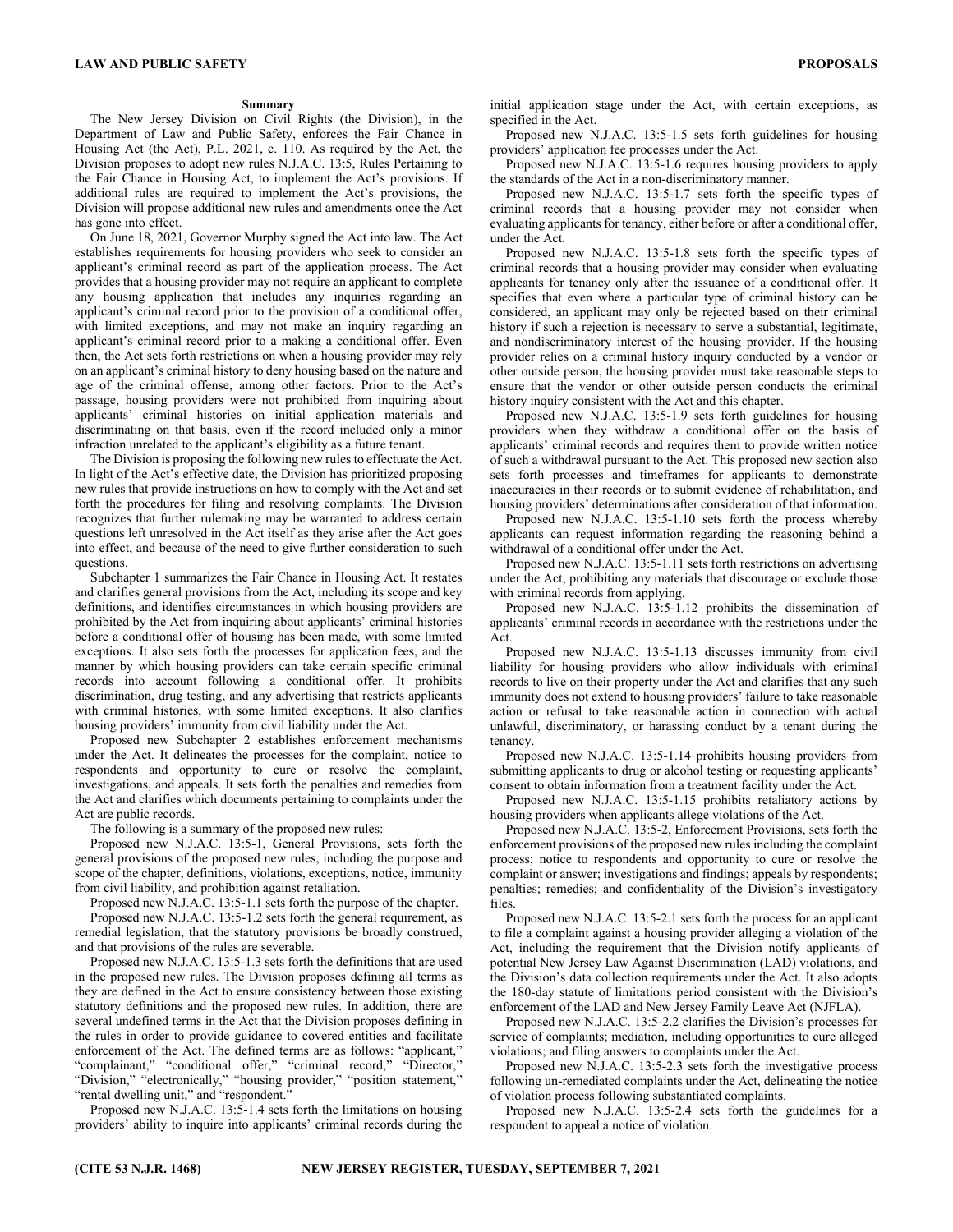**Summary**

The New Jersey Division on Civil Rights (the Division), in the Department of Law and Public Safety, enforces the Fair Chance in Housing Act (the Act), P.L. 2021, c. 110. As required by the Act, the Division proposes to adopt new rules N.J.A.C. 13:5, Rules Pertaining to the Fair Chance in Housing Act, to implement the Act's provisions. If additional rules are required to implement the Act's provisions, the Division will propose additional new rules and amendments once the Act has gone into effect.

On June 18, 2021, Governor Murphy signed the Act into law. The Act establishes requirements for housing providers who seek to consider an applicant's criminal record as part of the application process. The Act provides that a housing provider may not require an applicant to complete any housing application that includes any inquiries regarding an applicant's criminal record prior to the provision of a conditional offer, with limited exceptions, and may not make an inquiry regarding an applicant's criminal record prior to a making a conditional offer. Even then, the Act sets forth restrictions on when a housing provider may rely on an applicant's criminal history to deny housing based on the nature and age of the criminal offense, among other factors. Prior to the Act's passage, housing providers were not prohibited from inquiring about applicants' criminal histories on initial application materials and discriminating on that basis, even if the record included only a minor infraction unrelated to the applicant's eligibility as a future tenant.

The Division is proposing the following new rules to effectuate the Act. In light of the Act's effective date, the Division has prioritized proposing new rules that provide instructions on how to comply with the Act and set forth the procedures for filing and resolving complaints. The Division recognizes that further rulemaking may be warranted to address certain questions left unresolved in the Act itself as they arise after the Act goes into effect, and because of the need to give further consideration to such questions.

Subchapter 1 summarizes the Fair Chance in Housing Act. It restates and clarifies general provisions from the Act, including its scope and key definitions, and identifies circumstances in which housing providers are prohibited by the Act from inquiring about applicants' criminal histories before a conditional offer of housing has been made, with some limited exceptions. It also sets forth the processes for application fees, and the manner by which housing providers can take certain specific criminal records into account following a conditional offer. It prohibits discrimination, drug testing, and any advertising that restricts applicants with criminal histories, with some limited exceptions. It also clarifies housing providers' immunity from civil liability under the Act.

Proposed new Subchapter 2 establishes enforcement mechanisms under the Act. It delineates the processes for the complaint, notice to respondents and opportunity to cure or resolve the complaint, investigations, and appeals. It sets forth the penalties and remedies from the Act and clarifies which documents pertaining to complaints under the Act are public records.

The following is a summary of the proposed new rules:

Proposed new N.J.A.C. 13:5-1, General Provisions, sets forth the general provisions of the proposed new rules, including the purpose and scope of the chapter, definitions, violations, exceptions, notice, immunity from civil liability, and prohibition against retaliation.

Proposed new N.J.A.C. 13:5-1.1 sets forth the purpose of the chapter.

Proposed new N.J.A.C. 13:5-1.2 sets forth the general requirement, as remedial legislation, that the statutory provisions be broadly construed, and that provisions of the rules are severable.

Proposed new N.J.A.C. 13:5-1.3 sets forth the definitions that are used in the proposed new rules. The Division proposes defining all terms as they are defined in the Act to ensure consistency between those existing statutory definitions and the proposed new rules. In addition, there are several undefined terms in the Act that the Division proposes defining in the rules in order to provide guidance to covered entities and facilitate enforcement of the Act. The defined terms are as follows: "applicant," "complainant," "conditional offer," "criminal record," "Director," "Division," "electronically," "housing provider," "position statement," "rental dwelling unit," and "respondent."

Proposed new N.J.A.C. 13:5-1.4 sets forth the limitations on housing providers' ability to inquire into applicants' criminal records during the initial application stage under the Act, with certain exceptions, as specified in the Act.

Proposed new N.J.A.C. 13:5-1.5 sets forth guidelines for housing providers' application fee processes under the Act.

Proposed new N.J.A.C. 13:5-1.6 requires housing providers to apply the standards of the Act in a non-discriminatory manner.

Proposed new N.J.A.C. 13:5-1.7 sets forth the specific types of criminal records that a housing provider may not consider when evaluating applicants for tenancy, either before or after a conditional offer, under the Act.

Proposed new N.J.A.C. 13:5-1.8 sets forth the specific types of criminal records that a housing provider may consider when evaluating applicants for tenancy only after the issuance of a conditional offer. It specifies that even where a particular type of criminal history can be considered, an applicant may only be rejected based on their criminal history if such a rejection is necessary to serve a substantial, legitimate, and nondiscriminatory interest of the housing provider. If the housing provider relies on a criminal history inquiry conducted by a vendor or other outside person, the housing provider must take reasonable steps to ensure that the vendor or other outside person conducts the criminal history inquiry consistent with the Act and this chapter.

Proposed new N.J.A.C. 13:5-1.9 sets forth guidelines for housing providers when they withdraw a conditional offer on the basis of applicants' criminal records and requires them to provide written notice of such a withdrawal pursuant to the Act. This proposed new section also sets forth processes and timeframes for applicants to demonstrate inaccuracies in their records or to submit evidence of rehabilitation, and housing providers' determinations after consideration of that information.

Proposed new N.J.A.C. 13:5-1.10 sets forth the process whereby applicants can request information regarding the reasoning behind a withdrawal of a conditional offer under the Act.

Proposed new N.J.A.C. 13:5-1.11 sets forth restrictions on advertising under the Act, prohibiting any materials that discourage or exclude those with criminal records from applying.

Proposed new N.J.A.C. 13:5-1.12 prohibits the dissemination of applicants' criminal records in accordance with the restrictions under the Act.

Proposed new N.J.A.C. 13:5-1.13 discusses immunity from civil liability for housing providers who allow individuals with criminal records to live on their property under the Act and clarifies that any such immunity does not extend to housing providers' failure to take reasonable action or refusal to take reasonable action in connection with actual unlawful, discriminatory, or harassing conduct by a tenant during the tenancy.

Proposed new N.J.A.C. 13:5-1.14 prohibits housing providers from submitting applicants to drug or alcohol testing or requesting applicants' consent to obtain information from a treatment facility under the Act.

Proposed new N.J.A.C. 13:5-1.15 prohibits retaliatory actions by housing providers when applicants allege violations of the Act.

Proposed new N.J.A.C. 13:5-2, Enforcement Provisions, sets forth the enforcement provisions of the proposed new rules including the complaint process; notice to respondents and opportunity to cure or resolve the complaint or answer; investigations and findings; appeals by respondents; penalties; remedies; and confidentiality of the Division's investigatory files.

Proposed new N.J.A.C. 13:5-2.1 sets forth the process for an applicant to file a complaint against a housing provider alleging a violation of the Act, including the requirement that the Division notify applicants of potential New Jersey Law Against Discrimination (LAD) violations, and the Division's data collection requirements under the Act. It also adopts the 180-day statute of limitations period consistent with the Division's enforcement of the LAD and New Jersey Family Leave Act (NJFLA).

Proposed new N.J.A.C. 13:5-2.2 clarifies the Division's processes for service of complaints; mediation, including opportunities to cure alleged violations; and filing answers to complaints under the Act.

Proposed new N.J.A.C. 13:5-2.3 sets forth the investigative process following un-remediated complaints under the Act, delineating the notice of violation process following substantiated complaints.

Proposed new N.J.A.C. 13:5-2.4 sets forth the guidelines for a respondent to appeal a notice of violation.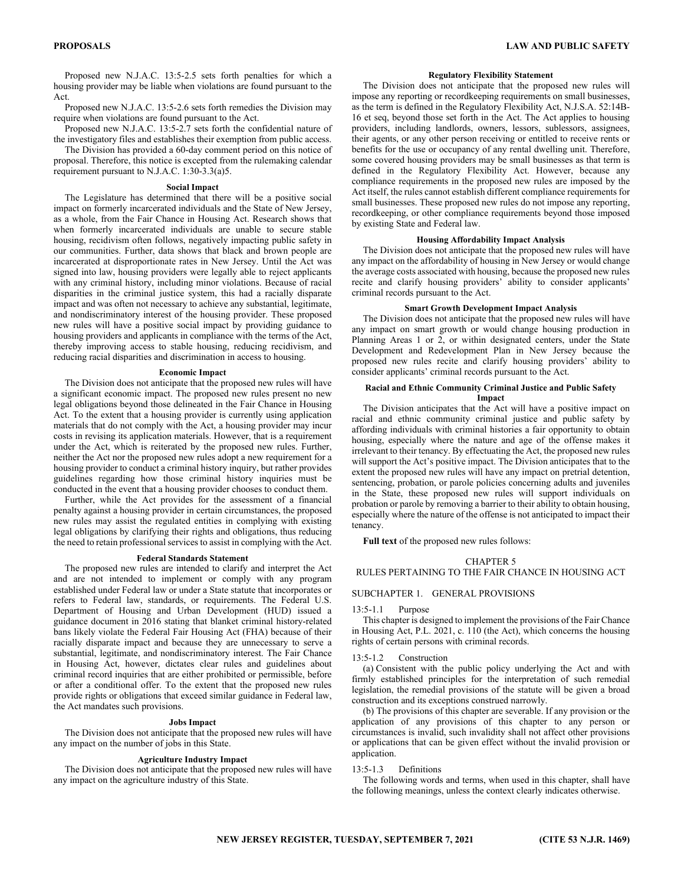Proposed new N.J.A.C. 13:5-2.5 sets forth penalties for which a housing provider may be liable when violations are found pursuant to the Act.

Proposed new N.J.A.C. 13:5-2.6 sets forth remedies the Division may require when violations are found pursuant to the Act.

Proposed new N.J.A.C. 13:5-2.7 sets forth the confidential nature of the investigatory files and establishes their exemption from public access.

The Division has provided a 60-day comment period on this notice of proposal. Therefore, this notice is excepted from the rulemaking calendar requirement pursuant to N.J.A.C. 1:30-3.3(a)5.

**Social Impact**

The Legislature has determined that there will be a positive social impact on formerly incarcerated individuals and the State of New Jersey, as a whole, from the Fair Chance in Housing Act. Research shows that when formerly incarcerated individuals are unable to secure stable housing, recidivism often follows, negatively impacting public safety in our communities. Further, data shows that black and brown people are incarcerated at disproportionate rates in New Jersey. Until the Act was signed into law, housing providers were legally able to reject applicants with any criminal history, including minor violations. Because of racial disparities in the criminal justice system, this had a racially disparate impact and was often not necessary to achieve any substantial, legitimate, and nondiscriminatory interest of the housing provider. These proposed new rules will have a positive social impact by providing guidance to housing providers and applicants in compliance with the terms of the Act, thereby improving access to stable housing, reducing recidivism, and reducing racial disparities and discrimination in access to housing.

**Economic Impact**

The Division does not anticipate that the proposed new rules will have a significant economic impact. The proposed new rules present no new legal obligations beyond those delineated in the Fair Chance in Housing Act. To the extent that a housing provider is currently using application materials that do not comply with the Act, a housing provider may incur costs in revising its application materials. However, that is a requirement under the Act, which is reiterated by the proposed new rules. Further, neither the Act nor the proposed new rules adopt a new requirement for a housing provider to conduct a criminal history inquiry, but rather provides guidelines regarding how those criminal history inquiries must be conducted in the event that a housing provider chooses to conduct them.

Further, while the Act provides for the assessment of a financial penalty against a housing provider in certain circumstances, the proposed new rules may assist the regulated entities in complying with existing legal obligations by clarifying their rights and obligations, thus reducing the need to retain professional services to assist in complying with the Act.

**Federal Standards Statement**

The proposed new rules are intended to clarify and interpret the Act and are not intended to implement or comply with any program established under Federal law or under a State statute that incorporates or refers to Federal law, standards, or requirements. The Federal U.S. Department of Housing and Urban Development (HUD) issued a guidance document in 2016 stating that blanket criminal history-related bans likely violate the Federal Fair Housing Act (FHA) because of their racially disparate impact and because they are unnecessary to serve a substantial, legitimate, and nondiscriminatory interest. The Fair Chance in Housing Act, however, dictates clear rules and guidelines about criminal record inquiries that are either prohibited or permissible, before or after a conditional offer. To the extent that the proposed new rules provide rights or obligations that exceed similar guidance in Federal law, the Act mandates such provisions.

**Jobs Impact**

The Division does not anticipate that the proposed new rules will have any impact on the number of jobs in this State.

**Agriculture Industry Impact**

The Division does not anticipate that the proposed new rules will have any impact on the agriculture industry of this State.

**Regulatory Flexibility Statement**

The Division does not anticipate that the proposed new rules will impose any reporting or recordkeeping requirements on small businesses, as the term is defined in the Regulatory Flexibility Act, N.J.S.A. 52:14B-16 et seq, beyond those set forth in the Act. The Act applies to housing providers, including landlords, owners, lessors, sublessors, assignees, their agents, or any other person receiving or entitled to receive rents or benefits for the use or occupancy of any rental dwelling unit. Therefore, some covered housing providers may be small businesses as that term is defined in the Regulatory Flexibility Act. However, because any compliance requirements in the proposed new rules are imposed by the Act itself, the rules cannot establish different compliance requirements for small businesses. These proposed new rules do not impose any reporting, recordkeeping, or other compliance requirements beyond those imposed by existing State and Federal law.

**Housing Affordability Impact Analysis**

The Division does not anticipate that the proposed new rules will have any impact on the affordability of housing in New Jersey or would change the average costs associated with housing, because the proposed new rules recite and clarify housing providers' ability to consider applicants' criminal records pursuant to the Act.

**Smart Growth Development Impact Analysis**

The Division does not anticipate that the proposed new rules will have any impact on smart growth or would change housing production in Planning Areas 1 or 2, or within designated centers, under the State Development and Redevelopment Plan in New Jersey because the proposed new rules recite and clarify housing providers' ability to consider applicants' criminal records pursuant to the Act.

**Racial and Ethnic Community Criminal Justice and Public Safety Impact**

The Division anticipates that the Act will have a positive impact on racial and ethnic community criminal justice and public safety by affording individuals with criminal histories a fair opportunity to obtain housing, especially where the nature and age of the offense makes it irrelevant to their tenancy. By effectuating the Act, the proposed new rules will support the Act's positive impact. The Division anticipates that to the extent the proposed new rules will have any impact on pretrial detention, sentencing, probation, or parole policies concerning adults and juveniles in the State, these proposed new rules will support individuals on probation or parole by removing a barrier to their ability to obtain housing, especially where the nature of the offense is not anticipated to impact their tenancy.

**Full text** of the proposed new rules follows:

CHAPTER 5
RULES PERTAINING TO THE FAIR CHANCE IN HOUSING ACT

SUBCHAPTER 1. GENERAL PROVISIONS

13:5-1.1 Purpose

This chapter is designed to implement the provisions of the Fair Chance in Housing Act, P.L. 2021, c. 110 (the Act), which concerns the housing rights of certain persons with criminal records.

13:5-1.2 Construction

(a) Consistent with the public policy underlying the Act and with firmly established principles for the interpretation of such remedial legislation, the remedial provisions of the statute will be given a broad construction and its exceptions construed narrowly.

(b) The provisions of this chapter are severable. If any provision or the application of any provisions of this chapter to any person or circumstances is invalid, such invalidity shall not affect other provisions or applications that can be given effect without the invalid provision or application.

13:5-1.3 Definitions

The following words and terms, when used in this chapter, shall have the following meanings, unless the context clearly indicates otherwise.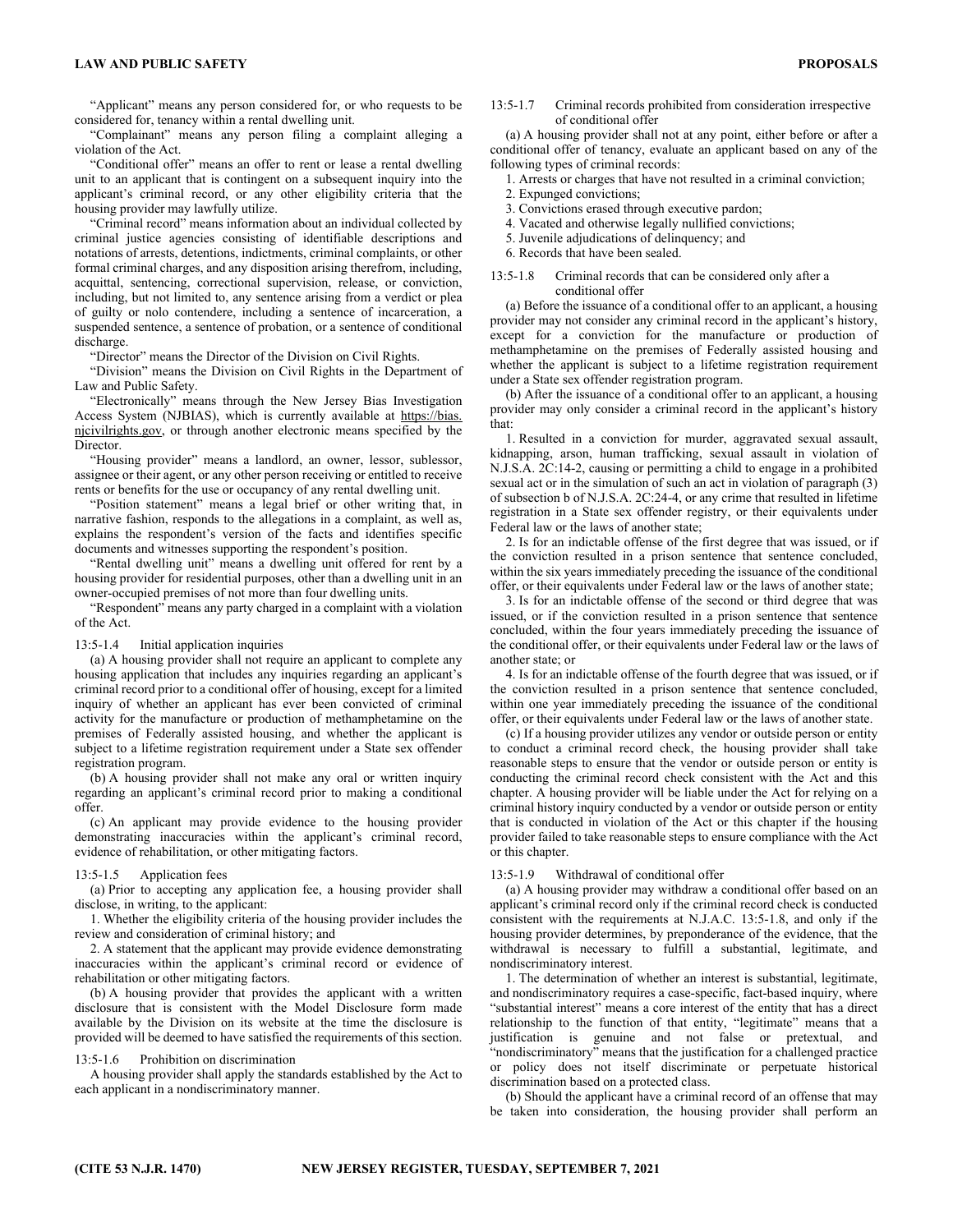"Applicant" means any person considered for, or who requests to be considered for, tenancy within a rental dwelling unit.

"Complainant" means any person filing a complaint alleging a violation of the Act.

"Conditional offer" means an offer to rent or lease a rental dwelling unit to an applicant that is contingent on a subsequent inquiry into the applicant's criminal record, or any other eligibility criteria that the housing provider may lawfully utilize.

"Criminal record" means information about an individual collected by criminal justice agencies consisting of identifiable descriptions and notations of arrests, detentions, indictments, criminal complaints, or other formal criminal charges, and any disposition arising therefrom, including, acquittal, sentencing, correctional supervision, release, or conviction, including, but not limited to, any sentence arising from a verdict or plea of guilty or nolo contendere, including a sentence of incarceration, a suspended sentence, a sentence of probation, or a sentence of conditional discharge.

"Director" means the Director of the Division on Civil Rights.

"Division" means the Division on Civil Rights in the Department of Law and Public Safety.

"Electronically" means through the New Jersey Bias Investigation Access System (NJBIAS), which is currently available at https://bias.njcivilrights.gov, or through another electronic means specified by the Director.

"Housing provider" means a landlord, an owner, lessor, sublessor, assignee or their agent, or any other person receiving or entitled to receive rents or benefits for the use or occupancy of any rental dwelling unit.

"Position statement" means a legal brief or other writing that, in narrative fashion, responds to the allegations in a complaint, as well as, explains the respondent's version of the facts and identifies specific documents and witnesses supporting the respondent's position.

"Rental dwelling unit" means a dwelling unit offered for rent by a housing provider for residential purposes, other than a dwelling unit in an owner-occupied premises of not more than four dwelling units.

"Respondent" means any party charged in a complaint with a violation of the Act.

13:5-1.4 Initial application inquiries

(a) A housing provider shall not require an applicant to complete any housing application that includes any inquiries regarding an applicant's criminal record prior to a conditional offer of housing, except for a limited inquiry of whether an applicant has ever been convicted of criminal activity for the manufacture or production of methamphetamine on the premises of Federally assisted housing, and whether the applicant is subject to a lifetime registration requirement under a State sex offender registration program.

(b) A housing provider shall not make any oral or written inquiry regarding an applicant's criminal record prior to making a conditional offer.

(c) An applicant may provide evidence to the housing provider demonstrating inaccuracies within the applicant's criminal record, evidence of rehabilitation, or other mitigating factors.

13:5-1.5 Application fees

(a) Prior to accepting any application fee, a housing provider shall disclose, in writing, to the applicant:

1. Whether the eligibility criteria of the housing provider includes the review and consideration of criminal history; and

2. A statement that the applicant may provide evidence demonstrating inaccuracies within the applicant's criminal record or evidence of rehabilitation or other mitigating factors.

(b) A housing provider that provides the applicant with a written disclosure that is consistent with the Model Disclosure form made available by the Division on its website at the time the disclosure is provided will be deemed to have satisfied the requirements of this section.

13:5-1.6 Prohibition on discrimination

A housing provider shall apply the standards established by the Act to each applicant in a nondiscriminatory manner.

13:5-1.7 Criminal records prohibited from consideration irrespective of conditional offer

(a) A housing provider shall not at any point, either before or after a conditional offer of tenancy, evaluate an applicant based on any of the following types of criminal records:

1. Arrests or charges that have not resulted in a criminal conviction;

2. Expunged convictions;

3. Convictions erased through executive pardon;

4. Vacated and otherwise legally nullified convictions;

5. Juvenile adjudications of delinquency; and

6. Records that have been sealed.

13:5-1.8 Criminal records that can be considered only after a conditional offer

(a) Before the issuance of a conditional offer to an applicant, a housing provider may not consider any criminal record in the applicant's history, except for a conviction for the manufacture or production of methamphetamine on the premises of Federally assisted housing and whether the applicant is subject to a lifetime registration requirement under a State sex offender registration program.

(b) After the issuance of a conditional offer to an applicant, a housing provider may only consider a criminal record in the applicant's history that:

1. Resulted in a conviction for murder, aggravated sexual assault, kidnapping, arson, human trafficking, sexual assault in violation of N.J.S.A. 2C:14-2, causing or permitting a child to engage in a prohibited sexual act or in the simulation of such an act in violation of paragraph (3) of subsection b of N.J.S.A. 2C:24-4, or any crime that resulted in lifetime registration in a State sex offender registry, or their equivalents under Federal law or the laws of another state;

2. Is for an indictable offense of the first degree that was issued, or if the conviction resulted in a prison sentence that sentence concluded, within the six years immediately preceding the issuance of the conditional offer, or their equivalents under Federal law or the laws of another state;

3. Is for an indictable offense of the second or third degree that was issued, or if the conviction resulted in a prison sentence that sentence concluded, within the four years immediately preceding the issuance of the conditional offer, or their equivalents under Federal law or the laws of another state; or

4. Is for an indictable offense of the fourth degree that was issued, or if the conviction resulted in a prison sentence that sentence concluded, within one year immediately preceding the issuance of the conditional offer, or their equivalents under Federal law or the laws of another state.

(c) If a housing provider utilizes any vendor or outside person or entity to conduct a criminal record check, the housing provider shall take reasonable steps to ensure that the vendor or outside person or entity is conducting the criminal record check consistent with the Act and this chapter. A housing provider will be liable under the Act for relying on a criminal history inquiry conducted by a vendor or outside person or entity that is conducted in violation of the Act or this chapter if the housing provider failed to take reasonable steps to ensure compliance with the Act or this chapter.

13:5-1.9 Withdrawal of conditional offer

(a) A housing provider may withdraw a conditional offer based on an applicant's criminal record only if the criminal record check is conducted consistent with the requirements at N.J.A.C. 13:5-1.8, and only if the housing provider determines, by preponderance of the evidence, that the withdrawal is necessary to fulfill a substantial, legitimate, and nondiscriminatory interest.

1. The determination of whether an interest is substantial, legitimate, and nondiscriminatory requires a case-specific, fact-based inquiry, where "substantial interest" means a core interest of the entity that has a direct relationship to the function of that entity, "legitimate" means that a justification is genuine and not false or pretextual, and "nondiscriminatory" means that the justification for a challenged practice or policy does not itself discriminate or perpetuate historical discrimination based on a protected class.

(b) Should the applicant have a criminal record of an offense that may be taken into consideration, the housing provider shall perform an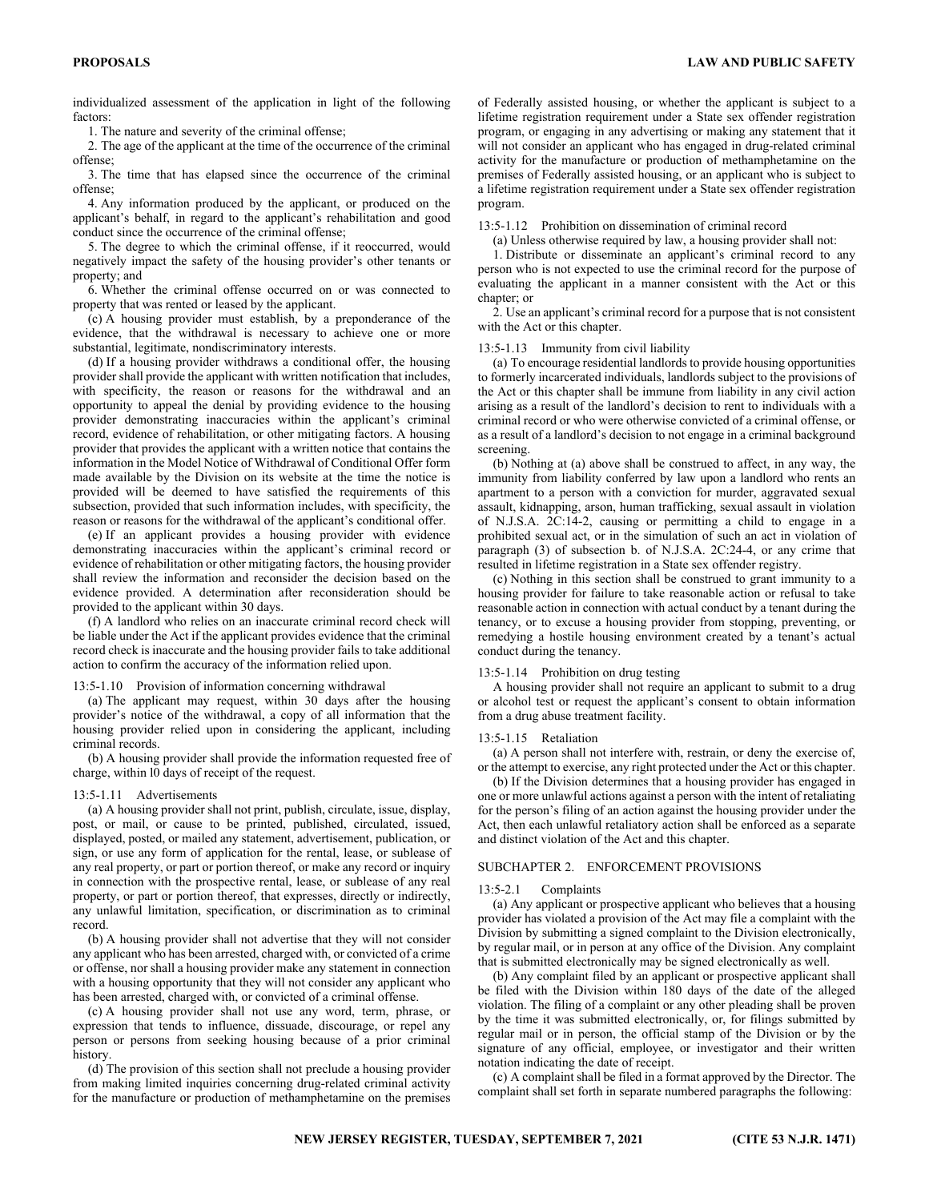individualized assessment of the application in light of the following factors:

1. The nature and severity of the criminal offense;

2. The age of the applicant at the time of the occurrence of the criminal offense;

3. The time that has elapsed since the occurrence of the criminal offense;

4. Any information produced by the applicant, or produced on the applicant's behalf, in regard to the applicant's rehabilitation and good conduct since the occurrence of the criminal offense;

5. The degree to which the criminal offense, if it reoccurred, would negatively impact the safety of the housing provider's other tenants or property; and

6. Whether the criminal offense occurred on or was connected to property that was rented or leased by the applicant.

(c) A housing provider must establish, by a preponderance of the evidence, that the withdrawal is necessary to achieve one or more substantial, legitimate, nondiscriminatory interests.

(d) If a housing provider withdraws a conditional offer, the housing provider shall provide the applicant with written notification that includes, with specificity, the reason or reasons for the withdrawal and an opportunity to appeal the denial by providing evidence to the housing provider demonstrating inaccuracies within the applicant's criminal record, evidence of rehabilitation, or other mitigating factors. A housing provider that provides the applicant with a written notice that contains the information in the Model Notice of Withdrawal of Conditional Offer form made available by the Division on its website at the time the notice is provided will be deemed to have satisfied the requirements of this subsection, provided that such information includes, with specificity, the reason or reasons for the withdrawal of the applicant's conditional offer.

(e) If an applicant provides a housing provider with evidence demonstrating inaccuracies within the applicant's criminal record or evidence of rehabilitation or other mitigating factors, the housing provider shall review the information and reconsider the decision based on the evidence provided. A determination after reconsideration should be provided to the applicant within 30 days.

(f) A landlord who relies on an inaccurate criminal record check will be liable under the Act if the applicant provides evidence that the criminal record check is inaccurate and the housing provider fails to take additional action to confirm the accuracy of the information relied upon.

13:5-1.10 Provision of information concerning withdrawal

(a) The applicant may request, within 30 days after the housing provider's notice of the withdrawal, a copy of all information that the housing provider relied upon in considering the applicant, including criminal records.

(b) A housing provider shall provide the information requested free of charge, within l0 days of receipt of the request.

13:5-1.11 Advertisements

(a) A housing provider shall not print, publish, circulate, issue, display, post, or mail, or cause to be printed, published, circulated, issued, displayed, posted, or mailed any statement, advertisement, publication, or sign, or use any form of application for the rental, lease, or sublease of any real property, or part or portion thereof, or make any record or inquiry in connection with the prospective rental, lease, or sublease of any real property, or part or portion thereof, that expresses, directly or indirectly, any unlawful limitation, specification, or discrimination as to criminal record.

(b) A housing provider shall not advertise that they will not consider any applicant who has been arrested, charged with, or convicted of a crime or offense, nor shall a housing provider make any statement in connection with a housing opportunity that they will not consider any applicant who has been arrested, charged with, or convicted of a criminal offense.

(c) A housing provider shall not use any word, term, phrase, or expression that tends to influence, dissuade, discourage, or repel any person or persons from seeking housing because of a prior criminal history.

(d) The provision of this section shall not preclude a housing provider from making limited inquiries concerning drug-related criminal activity for the manufacture or production of methamphetamine on the premises of Federally assisted housing, or whether the applicant is subject to a lifetime registration requirement under a State sex offender registration program, or engaging in any advertising or making any statement that it will not consider an applicant who has engaged in drug-related criminal activity for the manufacture or production of methamphetamine on the premises of Federally assisted housing, or an applicant who is subject to a lifetime registration requirement under a State sex offender registration program.

13:5-1.12 Prohibition on dissemination of criminal record

(a) Unless otherwise required by law, a housing provider shall not:

1. Distribute or disseminate an applicant's criminal record to any person who is not expected to use the criminal record for the purpose of evaluating the applicant in a manner consistent with the Act or this chapter; or

2. Use an applicant's criminal record for a purpose that is not consistent with the Act or this chapter.

13:5-1.13 Immunity from civil liability

(a) To encourage residential landlords to provide housing opportunities to formerly incarcerated individuals, landlords subject to the provisions of the Act or this chapter shall be immune from liability in any civil action arising as a result of the landlord's decision to rent to individuals with a criminal record or who were otherwise convicted of a criminal offense, or as a result of a landlord's decision to not engage in a criminal background screening.

(b) Nothing at (a) above shall be construed to affect, in any way, the immunity from liability conferred by law upon a landlord who rents an apartment to a person with a conviction for murder, aggravated sexual assault, kidnapping, arson, human trafficking, sexual assault in violation of N.J.S.A. 2C:14-2, causing or permitting a child to engage in a prohibited sexual act, or in the simulation of such an act in violation of paragraph (3) of subsection b. of N.J.S.A. 2C:24-4, or any crime that resulted in lifetime registration in a State sex offender registry.

(c) Nothing in this section shall be construed to grant immunity to a housing provider for failure to take reasonable action or refusal to take reasonable action in connection with actual conduct by a tenant during the tenancy, or to excuse a housing provider from stopping, preventing, or remedying a hostile housing environment created by a tenant's actual conduct during the tenancy.

13:5-1.14 Prohibition on drug testing

A housing provider shall not require an applicant to submit to a drug or alcohol test or request the applicant's consent to obtain information from a drug abuse treatment facility.

13:5-1.15 Retaliation

(a) A person shall not interfere with, restrain, or deny the exercise of, or the attempt to exercise, any right protected under the Act or this chapter.

(b) If the Division determines that a housing provider has engaged in one or more unlawful actions against a person with the intent of retaliating for the person's filing of an action against the housing provider under the Act, then each unlawful retaliatory action shall be enforced as a separate and distinct violation of the Act and this chapter.

SUBCHAPTER 2. ENFORCEMENT PROVISIONS

13:5-2.1 Complaints

(a) Any applicant or prospective applicant who believes that a housing provider has violated a provision of the Act may file a complaint with the Division by submitting a signed complaint to the Division electronically, by regular mail, or in person at any office of the Division. Any complaint that is submitted electronically may be signed electronically as well.

(b) Any complaint filed by an applicant or prospective applicant shall be filed with the Division within 180 days of the date of the alleged violation. The filing of a complaint or any other pleading shall be proven by the time it was submitted electronically, or, for filings submitted by regular mail or in person, the official stamp of the Division or by the signature of any official, employee, or investigator and their written notation indicating the date of receipt.

(c) A complaint shall be filed in a format approved by the Director. The complaint shall set forth in separate numbered paragraphs the following: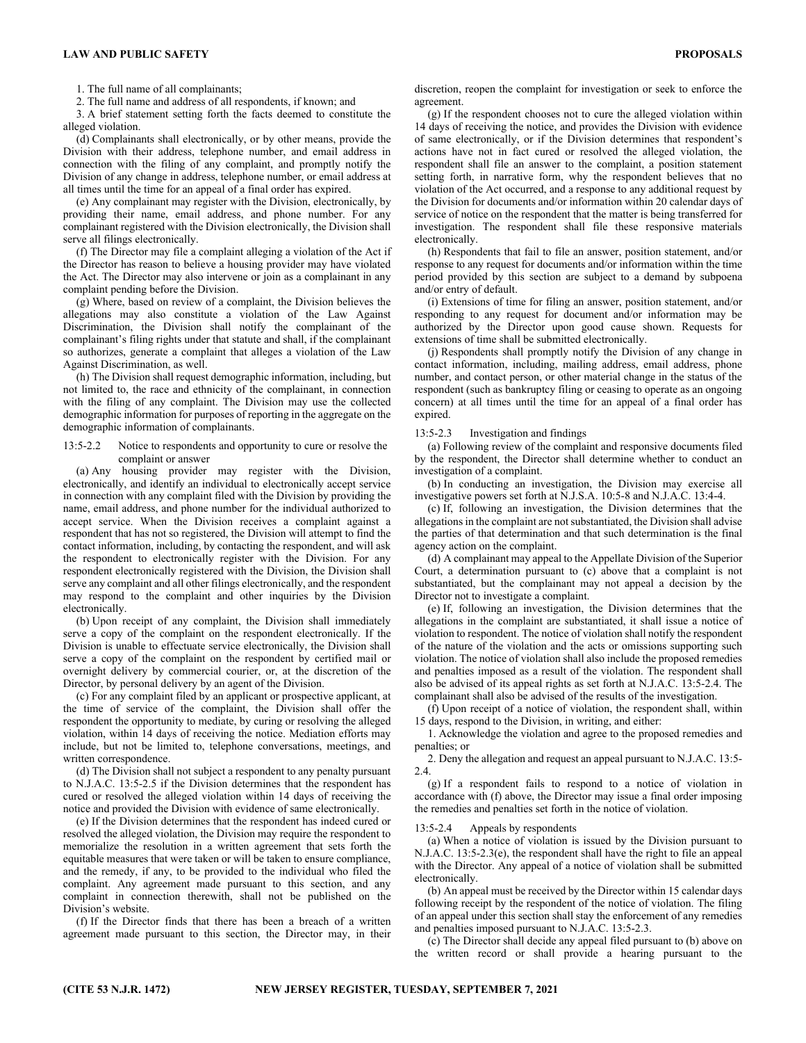1. The full name of all complainants;

2. The full name and address of all respondents, if known; and

3. A brief statement setting forth the facts deemed to constitute the alleged violation.

(d) Complainants shall electronically, or by other means, provide the Division with their address, telephone number, and email address in connection with the filing of any complaint, and promptly notify the Division of any change in address, telephone number, or email address at all times until the time for an appeal of a final order has expired.

(e) Any complainant may register with the Division, electronically, by providing their name, email address, and phone number. For any complainant registered with the Division electronically, the Division shall serve all filings electronically.

(f) The Director may file a complaint alleging a violation of the Act if the Director has reason to believe a housing provider may have violated the Act. The Director may also intervene or join as a complainant in any complaint pending before the Division.

(g) Where, based on review of a complaint, the Division believes the allegations may also constitute a violation of the Law Against Discrimination, the Division shall notify the complainant of the complainant's filing rights under that statute and shall, if the complainant so authorizes, generate a complaint that alleges a violation of the Law Against Discrimination, as well.

(h) The Division shall request demographic information, including, but not limited to, the race and ethnicity of the complainant, in connection with the filing of any complaint. The Division may use the collected demographic information for purposes of reporting in the aggregate on the demographic information of complainants.

13:5-2.2 Notice to respondents and opportunity to cure or resolve the complaint or answer

(a) Any housing provider may register with the Division, electronically, and identify an individual to electronically accept service in connection with any complaint filed with the Division by providing the name, email address, and phone number for the individual authorized to accept service. When the Division receives a complaint against a respondent that has not so registered, the Division will attempt to find the contact information, including, by contacting the respondent, and will ask the respondent to electronically register with the Division. For any respondent electronically registered with the Division, the Division shall serve any complaint and all other filings electronically, and the respondent may respond to the complaint and other inquiries by the Division electronically.

(b) Upon receipt of any complaint, the Division shall immediately serve a copy of the complaint on the respondent electronically. If the Division is unable to effectuate service electronically, the Division shall serve a copy of the complaint on the respondent by certified mail or overnight delivery by commercial courier, or, at the discretion of the Director, by personal delivery by an agent of the Division.

(c) For any complaint filed by an applicant or prospective applicant, at the time of service of the complaint, the Division shall offer the respondent the opportunity to mediate, by curing or resolving the alleged violation, within 14 days of receiving the notice. Mediation efforts may include, but not be limited to, telephone conversations, meetings, and written correspondence.

(d) The Division shall not subject a respondent to any penalty pursuant to N.J.A.C. 13:5-2.5 if the Division determines that the respondent has cured or resolved the alleged violation within 14 days of receiving the notice and provided the Division with evidence of same electronically.

(e) If the Division determines that the respondent has indeed cured or resolved the alleged violation, the Division may require the respondent to memorialize the resolution in a written agreement that sets forth the equitable measures that were taken or will be taken to ensure compliance, and the remedy, if any, to be provided to the individual who filed the complaint. Any agreement made pursuant to this section, and any complaint in connection therewith, shall not be published on the Division's website.

(f) If the Director finds that there has been a breach of a written agreement made pursuant to this section, the Director may, in their discretion, reopen the complaint for investigation or seek to enforce the agreement.

(g) If the respondent chooses not to cure the alleged violation within 14 days of receiving the notice, and provides the Division with evidence of same electronically, or if the Division determines that respondent's actions have not in fact cured or resolved the alleged violation, the respondent shall file an answer to the complaint, a position statement setting forth, in narrative form, why the respondent believes that no violation of the Act occurred, and a response to any additional request by the Division for documents and/or information within 20 calendar days of service of notice on the respondent that the matter is being transferred for investigation. The respondent shall file these responsive materials electronically.

(h) Respondents that fail to file an answer, position statement, and/or response to any request for documents and/or information within the time period provided by this section are subject to a demand by subpoena and/or entry of default.

(i) Extensions of time for filing an answer, position statement, and/or responding to any request for document and/or information may be authorized by the Director upon good cause shown. Requests for extensions of time shall be submitted electronically.

(j) Respondents shall promptly notify the Division of any change in contact information, including, mailing address, email address, phone number, and contact person, or other material change in the status of the respondent (such as bankruptcy filing or ceasing to operate as an ongoing concern) at all times until the time for an appeal of a final order has expired.

13:5-2.3 Investigation and findings

(a) Following review of the complaint and responsive documents filed by the respondent, the Director shall determine whether to conduct an investigation of a complaint.

(b) In conducting an investigation, the Division may exercise all investigative powers set forth at N.J.S.A. 10:5-8 and N.J.A.C. 13:4-4.

(c) If, following an investigation, the Division determines that the allegations in the complaint are not substantiated, the Division shall advise the parties of that determination and that such determination is the final agency action on the complaint.

(d) A complainant may appeal to the Appellate Division of the Superior Court, a determination pursuant to (c) above that a complaint is not substantiated, but the complainant may not appeal a decision by the Director not to investigate a complaint.

(e) If, following an investigation, the Division determines that the allegations in the complaint are substantiated, it shall issue a notice of violation to respondent. The notice of violation shall notify the respondent of the nature of the violation and the acts or omissions supporting such violation. The notice of violation shall also include the proposed remedies and penalties imposed as a result of the violation. The respondent shall also be advised of its appeal rights as set forth at N.J.A.C. 13:5-2.4. The complainant shall also be advised of the results of the investigation.

(f) Upon receipt of a notice of violation, the respondent shall, within 15 days, respond to the Division, in writing, and either:

1. Acknowledge the violation and agree to the proposed remedies and penalties; or

2. Deny the allegation and request an appeal pursuant to N.J.A.C. 13:5-2.4.

(g) If a respondent fails to respond to a notice of violation in accordance with (f) above, the Director may issue a final order imposing the remedies and penalties set forth in the notice of violation.

13:5-2.4 Appeals by respondents

(a) When a notice of violation is issued by the Division pursuant to N.J.A.C. 13:5-2.3(e), the respondent shall have the right to file an appeal with the Director. Any appeal of a notice of violation shall be submitted electronically.

(b) An appeal must be received by the Director within 15 calendar days following receipt by the respondent of the notice of violation. The filing of an appeal under this section shall stay the enforcement of any remedies and penalties imposed pursuant to N.J.A.C. 13:5-2.3.

(c) The Director shall decide any appeal filed pursuant to (b) above on the written record or shall provide a hearing pursuant to the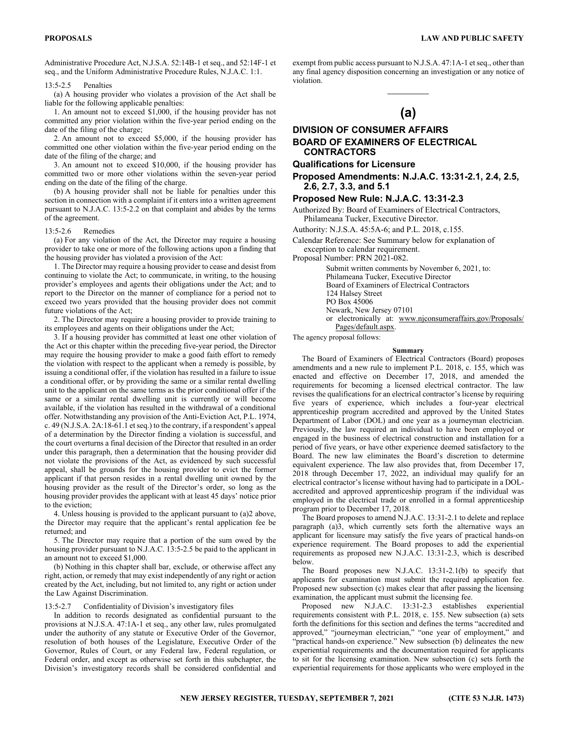Administrative Procedure Act, N.J.S.A. 52:14B-1 et seq., and 52:14F-1 et seq., and the Uniform Administrative Procedure Rules, N.J.A.C. 1:1.

13:5-2.5 Penalties

(a) A housing provider who violates a provision of the Act shall be liable for the following applicable penalties:

1. An amount not to exceed $1,000, if the housing provider has not committed any prior violation within the five-year period ending on the date of the filing of the charge;

2. An amount not to exceed $5,000, if the housing provider has committed one other violation within the five-year period ending on the date of the filing of the charge; and

3. An amount not to exceed $10,000, if the housing provider has committed two or more other violations within the seven-year period ending on the date of the filing of the charge.

(b) A housing provider shall not be liable for penalties under this section in connection with a complaint if it enters into a written agreement pursuant to N.J.A.C. 13:5-2.2 on that complaint and abides by the terms of the agreement.

13:5-2.6 Remedies

(a) For any violation of the Act, the Director may require a housing provider to take one or more of the following actions upon a finding that the housing provider has violated a provision of the Act:

1. The Director may require a housing provider to cease and desist from continuing to violate the Act; to communicate, in writing, to the housing provider's employees and agents their obligations under the Act; and to report to the Director on the manner of compliance for a period not to exceed two years provided that the housing provider does not commit future violations of the Act;

2. The Director may require a housing provider to provide training to its employees and agents on their obligations under the Act;

3. If a housing provider has committed at least one other violation of the Act or this chapter within the preceding five-year period, the Director may require the housing provider to make a good faith effort to remedy the violation with respect to the applicant when a remedy is possible, by issuing a conditional offer, if the violation has resulted in a failure to issue a conditional offer, or by providing the same or a similar rental dwelling unit to the applicant on the same terms as the prior conditional offer if the same or a similar rental dwelling unit is currently or will become available, if the violation has resulted in the withdrawal of a conditional offer. Notwithstanding any provision of the Anti-Eviction Act, P.L. 1974, c. 49 (N.J.S.A. 2A:18-61.1 et seq.) to the contrary, if a respondent's appeal of a determination by the Director finding a violation is successful, and the court overturns a final decision of the Director that resulted in an order under this paragraph, then a determination that the housing provider did not violate the provisions of the Act, as evidenced by such successful appeal, shall be grounds for the housing provider to evict the former applicant if that person resides in a rental dwelling unit owned by the housing provider as the result of the Director's order, so long as the housing provider provides the applicant with at least 45 days' notice prior to the eviction;

4. Unless housing is provided to the applicant pursuant to (a)2 above, the Director may require that the applicant's rental application fee be returned; and

5. The Director may require that a portion of the sum owed by the housing provider pursuant to N.J.A.C. 13:5-2.5 be paid to the applicant in an amount not to exceed $1,000.

(b) Nothing in this chapter shall bar, exclude, or otherwise affect any right, action, or remedy that may exist independently of any right or action created by the Act, including, but not limited to, any right or action under the Law Against Discrimination.

13:5-2.7 Confidentiality of Division's investigatory files

In addition to records designated as confidential pursuant to the provisions at N.J.S.A. 47:1A-1 et seq., any other law, rules promulgated under the authority of any statute or Executive Order of the Governor, resolution of both houses of the Legislature, Executive Order of the Governor, Rules of Court, or any Federal law, Federal regulation, or Federal order, and except as otherwise set forth in this subchapter, the Division's investigatory records shall be considered confidential and exempt from public access pursuant to N.J.S.A. 47:1A-1 et seq., other than any final agency disposition concerning an investigation or any notice of violation.

# (a)

## DIVISION OF CONSUMER AFFAIRS
## BOARD OF EXAMINERS OF ELECTRICAL CONTRACTORS

### Qualifications for Licensure

### Proposed Amendments: N.J.A.C. 13:31-2.1, 2.4, 2.5, 2.6, 2.7, 3.3, and 5.1

### Proposed New Rule: N.J.A.C. 13:31-2.3

Authorized By: Board of Examiners of Electrical Contractors, Philameana Tucker, Executive Director.

Authority: N.J.S.A. 45:5A-6; and P.L. 2018, c.155.

Calendar Reference: See Summary below for explanation of exception to calendar requirement.

Proposal Number: PRN 2021-082.

Submit written comments by November 6, 2021, to:
Philameana Tucker, Executive Director
Board of Examiners of Electrical Contractors
124 Halsey Street
PO Box 45006
Newark, New Jersey 07101
or electronically at: www.njconsumeraffairs.gov/Proposals/Pages/default.aspx.

The agency proposal follows:

**Summary**

The Board of Examiners of Electrical Contractors (Board) proposes amendments and a new rule to implement P.L. 2018, c. 155, which was enacted and effective on December 17, 2018, and amended the requirements for becoming a licensed electrical contractor. The law revises the qualifications for an electrical contractor's license by requiring five years of experience, which includes a four-year electrical apprenticeship program accredited and approved by the United States Department of Labor (DOL) and one year as a journeyman electrician. Previously, the law required an individual to have been employed or engaged in the business of electrical construction and installation for a period of five years, or have other experience deemed satisfactory to the Board. The new law eliminates the Board's discretion to determine equivalent experience. The law also provides that, from December 17, 2018 through December 17, 2022, an individual may qualify for an electrical contractor's license without having had to participate in a DOL-accredited and approved apprenticeship program if the individual was employed in the electrical trade or enrolled in a formal apprenticeship program prior to December 17, 2018.

The Board proposes to amend N.J.A.C. 13:31-2.1 to delete and replace paragraph (a)3, which currently sets forth the alternative ways an applicant for licensure may satisfy the five years of practical hands-on experience requirement. The Board proposes to add the experiential requirements as proposed new N.J.A.C. 13:31-2.3, which is described below.

The Board proposes new N.J.A.C. 13:31-2.1(b) to specify that applicants for examination must submit the required application fee. Proposed new subsection (c) makes clear that after passing the licensing examination, the applicant must submit the licensing fee.

Proposed new N.J.A.C. 13:31-2.3 establishes experiential requirements consistent with P.L. 2018, c. 155. New subsection (a) sets forth the definitions for this section and defines the terms "accredited and approved," "journeyman electrician," "one year of employment," and "practical hands-on experience." New subsection (b) delineates the new experiential requirements and the documentation required for applicants to sit for the licensing examination. New subsection (c) sets forth the experiential requirements for those applicants who were employed in the